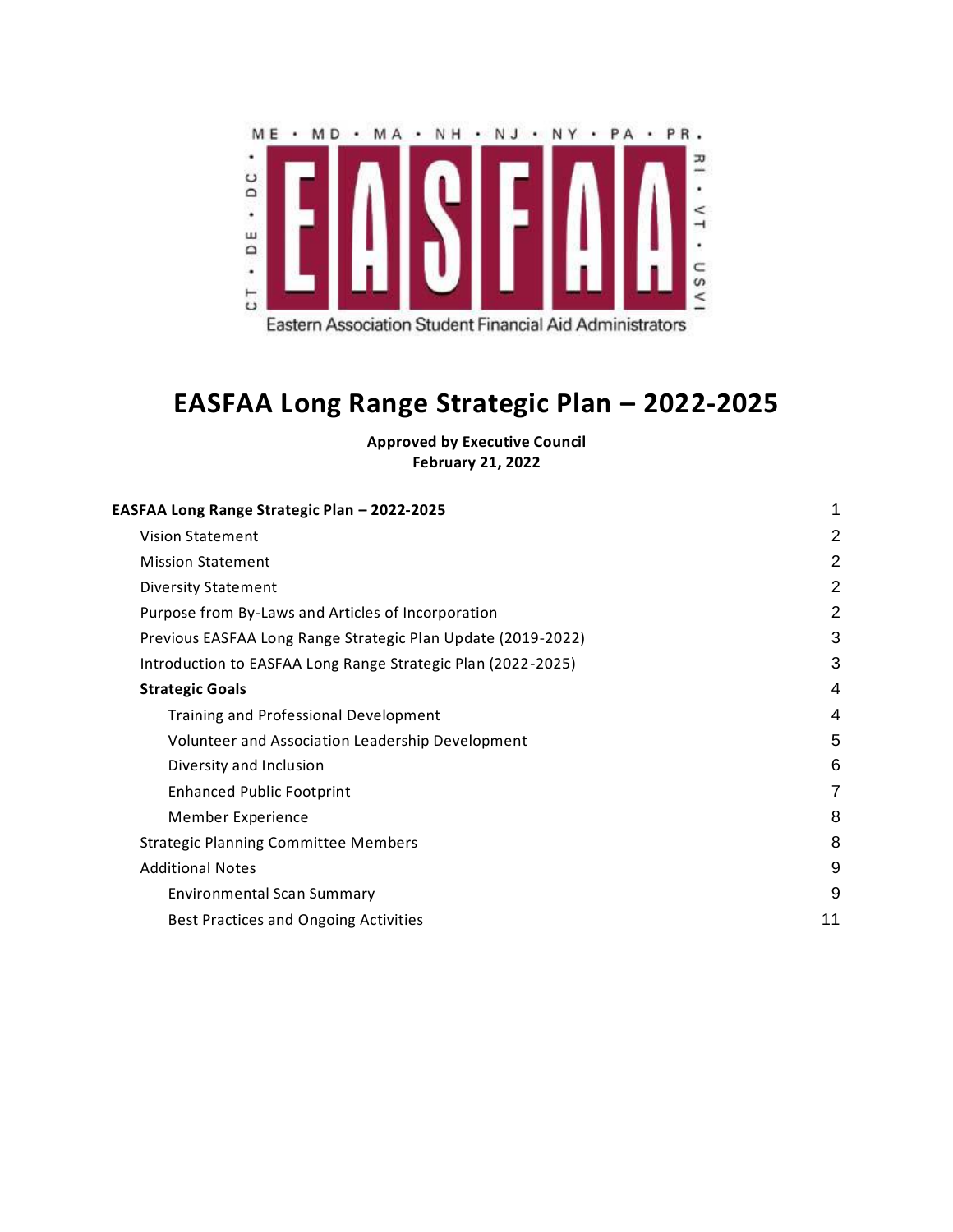ME • MD • MA • NH • NJ • NY • PA • PR • RI • VT • USVI • CT • DE • DC

EASFAA

Eastern Association Student Financial Aid Administrators

# EASFAA Long Range Strategic Plan – 2022-2025

**Approved by Executive Council**
**February 21, 2022**

| | |
|---|---|
| **EASFAA Long Range Strategic Plan – 2022-2025** | 1 |
| Vision Statement | 2 |
| Mission Statement | 2 |
| Diversity Statement | 2 |
| Purpose from By-Laws and Articles of Incorporation | 2 |
| Previous EASFAA Long Range Strategic Plan Update (2019-2022) | 3 |
| Introduction to EASFAA Long Range Strategic Plan (2022-2025) | 3 |
| **Strategic Goals** | 4 |
| Training and Professional Development | 4 |
| Volunteer and Association Leadership Development | 5 |
| Diversity and Inclusion | 6 |
| Enhanced Public Footprint | 7 |
| Member Experience | 8 |
| Strategic Planning Committee Members | 8 |
| Additional Notes | 9 |
| Environmental Scan Summary | 9 |
| Best Practices and Ongoing Activities | 11 |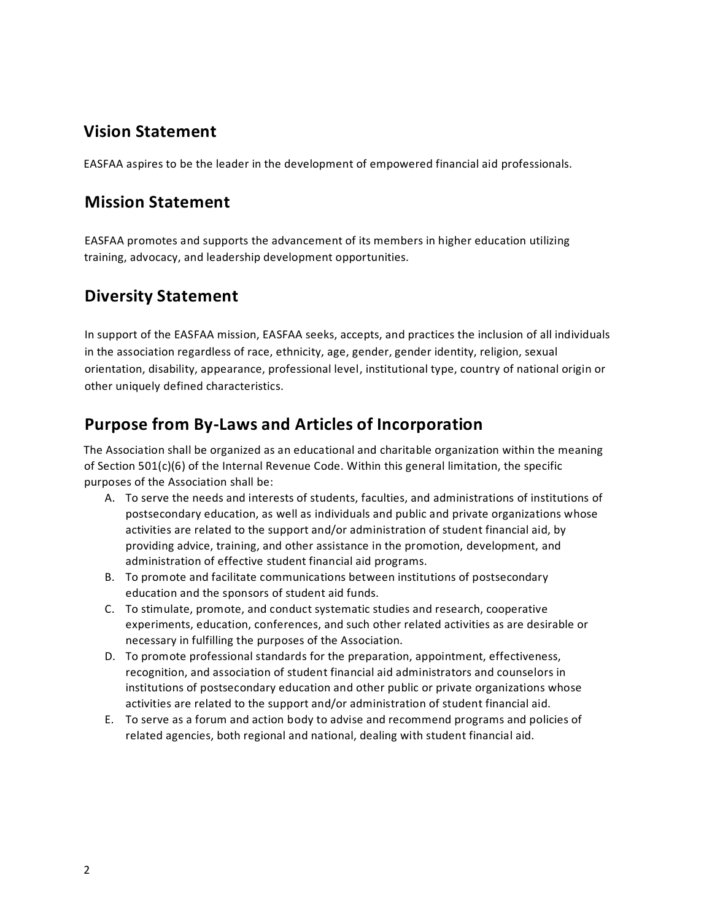## Vision Statement

EASFAA aspires to be the leader in the development of empowered financial aid professionals.

## Mission Statement

EASFAA promotes and supports the advancement of its members in higher education utilizing training, advocacy, and leadership development opportunities.

## Diversity Statement

In support of the EASFAA mission, EASFAA seeks, accepts, and practices the inclusion of all individuals in the association regardless of race, ethnicity, age, gender, gender identity, religion, sexual orientation, disability, appearance, professional level, institutional type, country of national origin or other uniquely defined characteristics.

## Purpose from By-Laws and Articles of Incorporation

The Association shall be organized as an educational and charitable organization within the meaning of Section 501(c)(6) of the Internal Revenue Code. Within this general limitation, the specific purposes of the Association shall be:

A. To serve the needs and interests of students, faculties, and administrations of institutions of postsecondary education, as well as individuals and public and private organizations whose activities are related to the support and/or administration of student financial aid, by providing advice, training, and other assistance in the promotion, development, and administration of effective student financial aid programs.
B. To promote and facilitate communications between institutions of postsecondary education and the sponsors of student aid funds.
C. To stimulate, promote, and conduct systematic studies and research, cooperative experiments, education, conferences, and such other related activities as are desirable or necessary in fulfilling the purposes of the Association.
D. To promote professional standards for the preparation, appointment, effectiveness, recognition, and association of student financial aid administrators and counselors in institutions of postsecondary education and other public or private organizations whose activities are related to the support and/or administration of student financial aid.
E. To serve as a forum and action body to advise and recommend programs and policies of related agencies, both regional and national, dealing with student financial aid.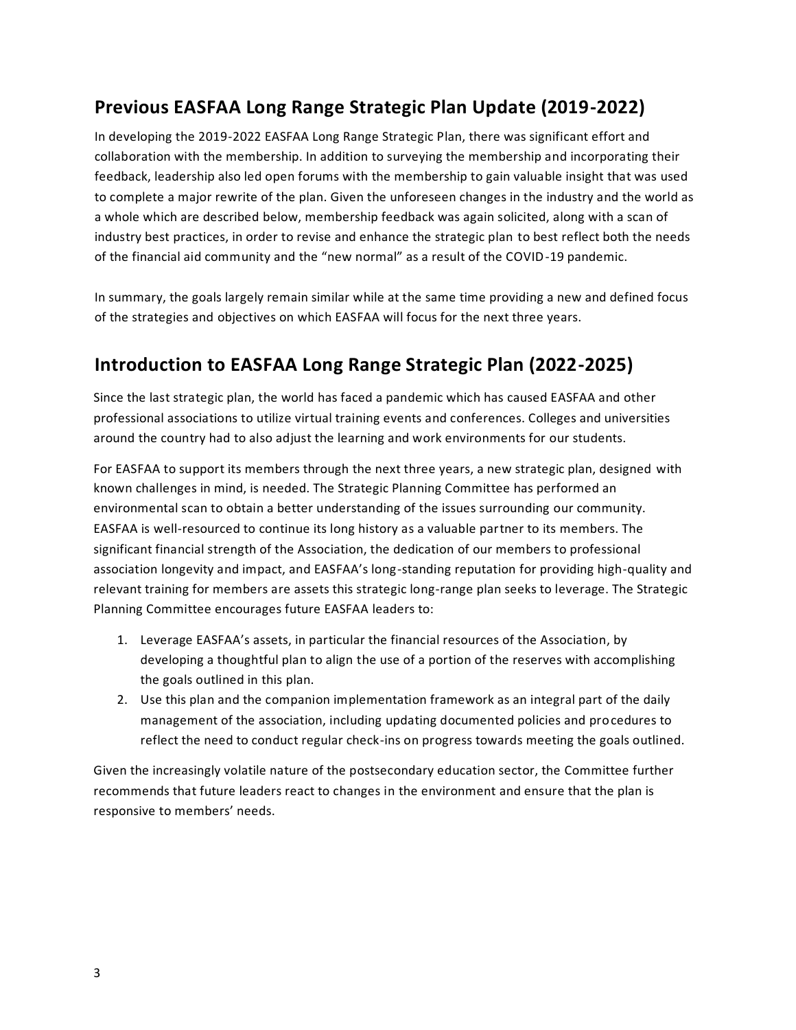## Previous EASFAA Long Range Strategic Plan Update (2019-2022)

In developing the 2019-2022 EASFAA Long Range Strategic Plan, there was significant effort and collaboration with the membership. In addition to surveying the membership and incorporating their feedback, leadership also led open forums with the membership to gain valuable insight that was used to complete a major rewrite of the plan. Given the unforeseen changes in the industry and the world as a whole which are described below, membership feedback was again solicited, along with a scan of industry best practices, in order to revise and enhance the strategic plan to best reflect both the needs of the financial aid community and the "new normal" as a result of the COVID-19 pandemic.

In summary, the goals largely remain similar while at the same time providing a new and defined focus of the strategies and objectives on which EASFAA will focus for the next three years.

## Introduction to EASFAA Long Range Strategic Plan (2022-2025)

Since the last strategic plan, the world has faced a pandemic which has caused EASFAA and other professional associations to utilize virtual training events and conferences. Colleges and universities around the country had to also adjust the learning and work environments for our students.

For EASFAA to support its members through the next three years, a new strategic plan, designed with known challenges in mind, is needed. The Strategic Planning Committee has performed an environmental scan to obtain a better understanding of the issues surrounding our community. EASFAA is well-resourced to continue its long history as a valuable partner to its members. The significant financial strength of the Association, the dedication of our members to professional association longevity and impact, and EASFAA's long-standing reputation for providing high-quality and relevant training for members are assets this strategic long-range plan seeks to leverage. The Strategic Planning Committee encourages future EASFAA leaders to:

1. Leverage EASFAA's assets, in particular the financial resources of the Association, by developing a thoughtful plan to align the use of a portion of the reserves with accomplishing the goals outlined in this plan.
2. Use this plan and the companion implementation framework as an integral part of the daily management of the association, including updating documented policies and procedures to reflect the need to conduct regular check-ins on progress towards meeting the goals outlined.

Given the increasingly volatile nature of the postsecondary education sector, the Committee further recommends that future leaders react to changes in the environment and ensure that the plan is responsive to members' needs.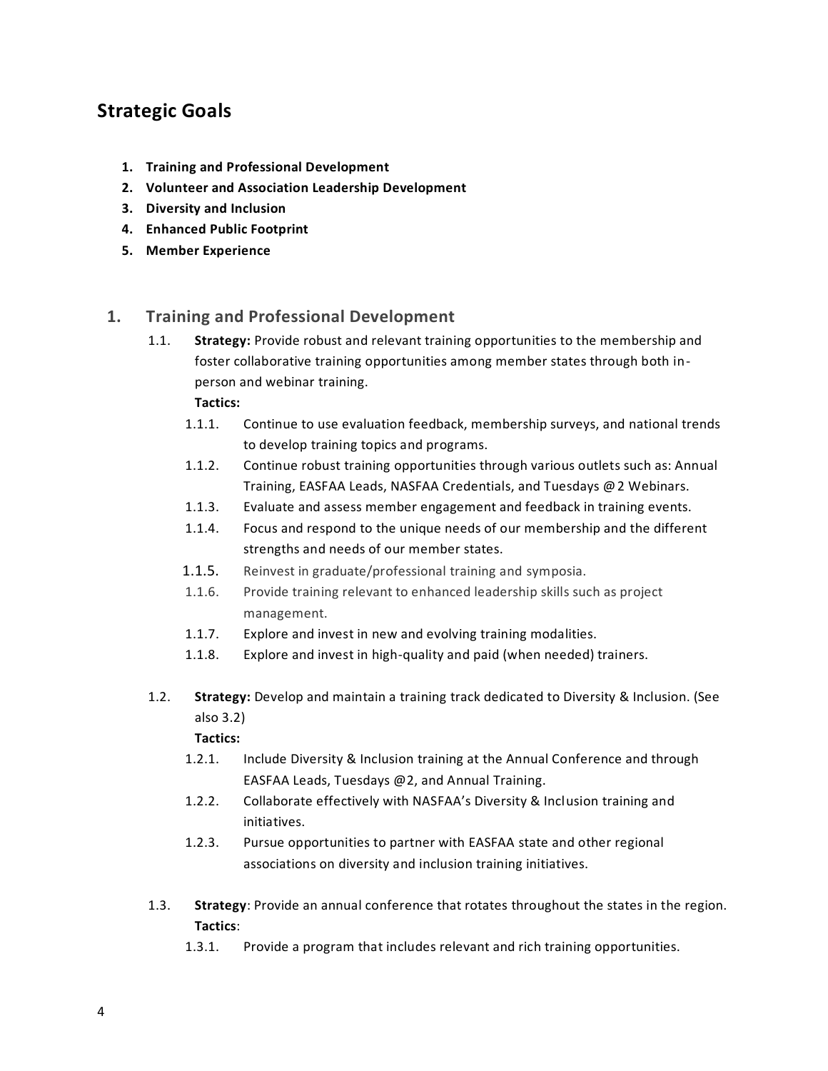## Strategic Goals

1. **Training and Professional Development**
2. **Volunteer and Association Leadership Development**
3. **Diversity and Inclusion**
4. **Enhanced Public Footprint**
5. **Member Experience**

### 1. Training and Professional Development

1.1. **Strategy:** Provide robust and relevant training opportunities to the membership and foster collaborative training opportunities among member states through both in-person and webinar training.

**Tactics:**

- 1.1.1. Continue to use evaluation feedback, membership surveys, and national trends to develop training topics and programs.
- 1.1.2. Continue robust training opportunities through various outlets such as: Annual Training, EASFAA Leads, NASFAA Credentials, and Tuesdays @2 Webinars.
- 1.1.3. Evaluate and assess member engagement and feedback in training events.
- 1.1.4. Focus and respond to the unique needs of our membership and the different strengths and needs of our member states.
- 1.1.5. Reinvest in graduate/professional training and symposia.
- 1.1.6. Provide training relevant to enhanced leadership skills such as project management.
- 1.1.7. Explore and invest in new and evolving training modalities.
- 1.1.8. Explore and invest in high-quality and paid (when needed) trainers.

1.2. **Strategy:** Develop and maintain a training track dedicated to Diversity & Inclusion. (See also 3.2)

**Tactics:**

- 1.2.1. Include Diversity & Inclusion training at the Annual Conference and through EASFAA Leads, Tuesdays @2, and Annual Training.
- 1.2.2. Collaborate effectively with NASFAA's Diversity & Inclusion training and initiatives.
- 1.2.3. Pursue opportunities to partner with EASFAA state and other regional associations on diversity and inclusion training initiatives.

1.3. **Strategy**: Provide an annual conference that rotates throughout the states in the region.

**Tactics**:

- 1.3.1. Provide a program that includes relevant and rich training opportunities.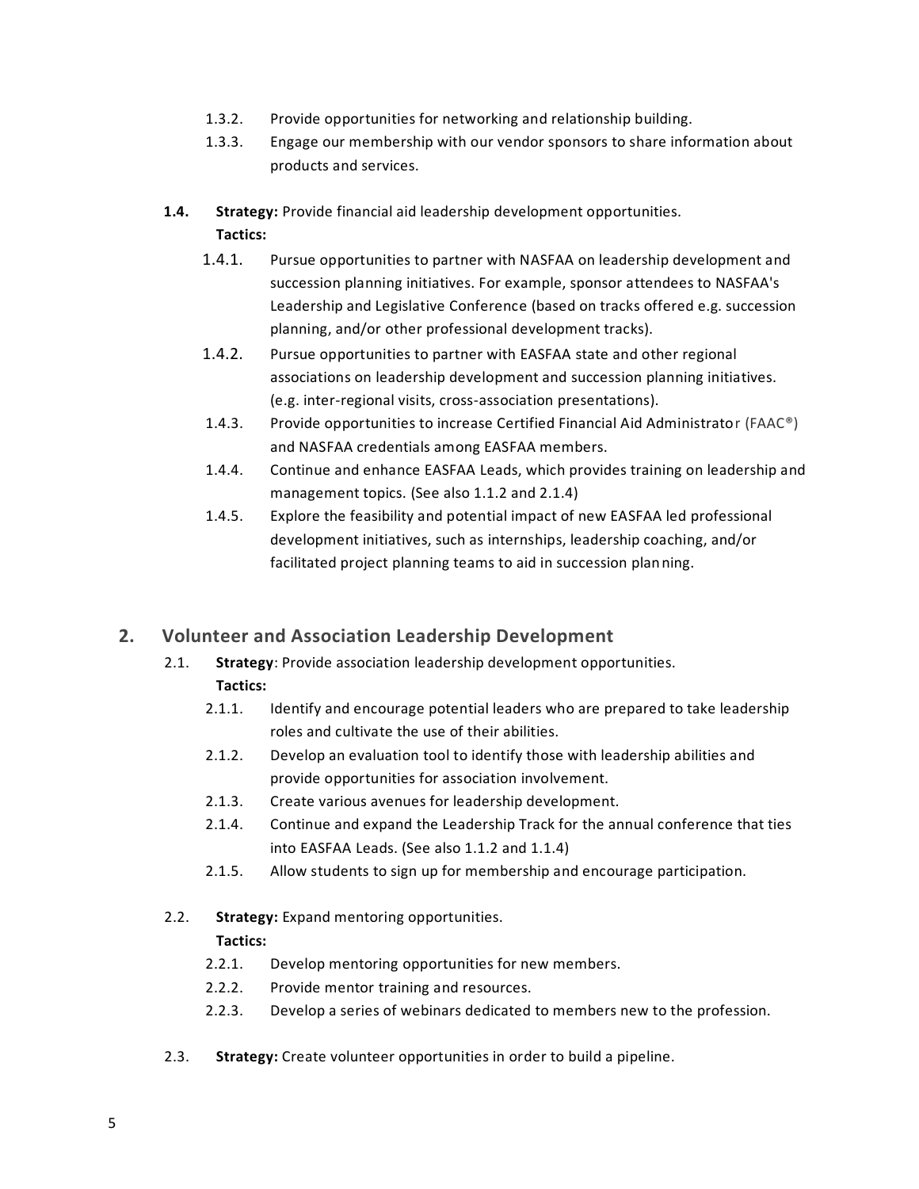1.3.2. Provide opportunities for networking and relationship building.

1.3.3. Engage our membership with our vendor sponsors to share information about products and services.

**1.4. Strategy:** Provide financial aid leadership development opportunities.

**Tactics:**

1.4.1. Pursue opportunities to partner with NASFAA on leadership development and succession planning initiatives. For example, sponsor attendees to NASFAA's Leadership and Legislative Conference (based on tracks offered e.g. succession planning, and/or other professional development tracks).

1.4.2. Pursue opportunities to partner with EASFAA state and other regional associations on leadership development and succession planning initiatives. (e.g. inter-regional visits, cross-association presentations).

1.4.3. Provide opportunities to increase Certified Financial Aid Administrator (FAAC®) and NASFAA credentials among EASFAA members.

1.4.4. Continue and enhance EASFAA Leads, which provides training on leadership and management topics. (See also 1.1.2 and 2.1.4)

1.4.5. Explore the feasibility and potential impact of new EASFAA led professional development initiatives, such as internships, leadership coaching, and/or facilitated project planning teams to aid in succession planning.

## 2. Volunteer and Association Leadership Development

2.1. **Strategy**: Provide association leadership development opportunities.

**Tactics:**

2.1.1. Identify and encourage potential leaders who are prepared to take leadership roles and cultivate the use of their abilities.

2.1.2. Develop an evaluation tool to identify those with leadership abilities and provide opportunities for association involvement.

2.1.3. Create various avenues for leadership development.

2.1.4. Continue and expand the Leadership Track for the annual conference that ties into EASFAA Leads. (See also 1.1.2 and 1.1.4)

2.1.5. Allow students to sign up for membership and encourage participation.

2.2. **Strategy:** Expand mentoring opportunities.

**Tactics:**

2.2.1. Develop mentoring opportunities for new members.

2.2.2. Provide mentor training and resources.

2.2.3. Develop a series of webinars dedicated to members new to the profession.

2.3. **Strategy:** Create volunteer opportunities in order to build a pipeline.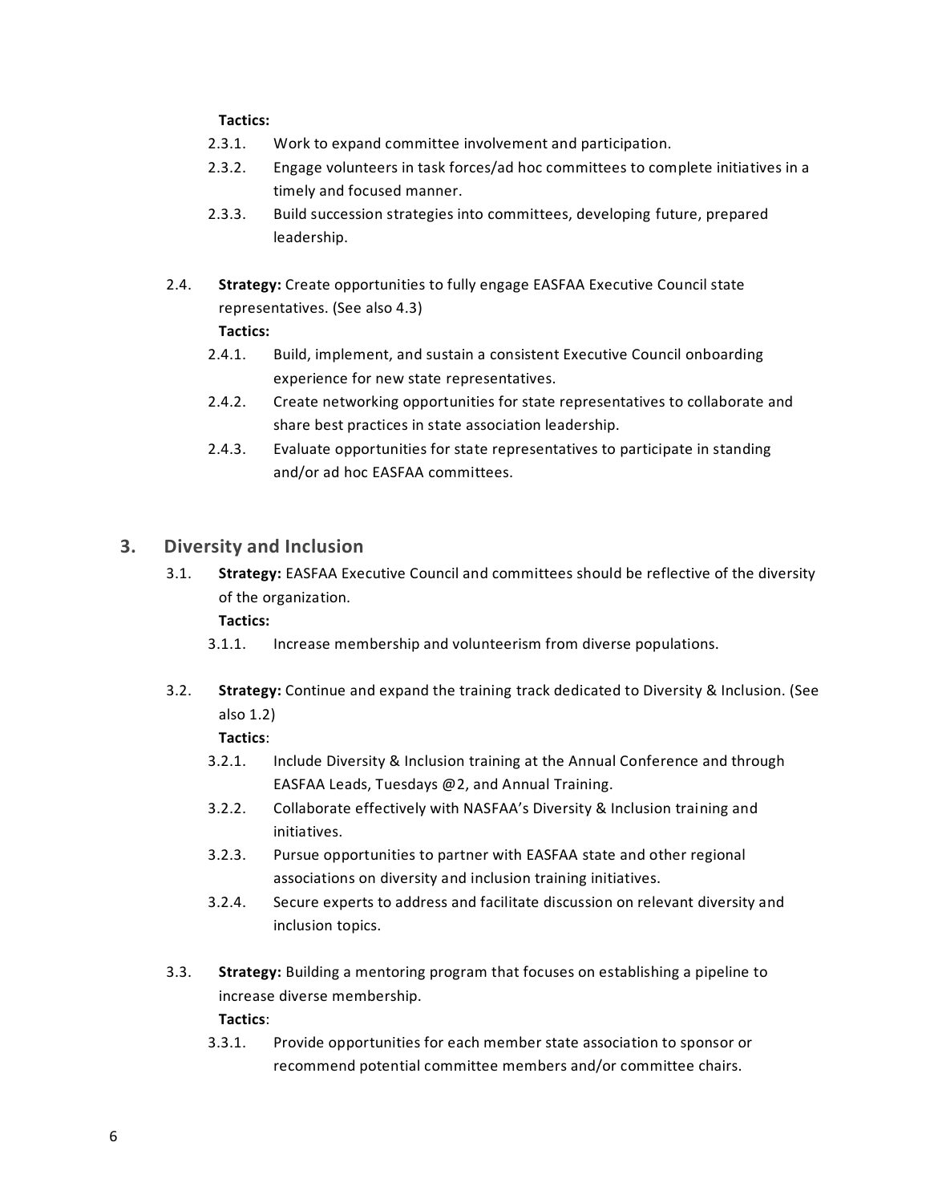**Tactics:**

- 2.3.1. Work to expand committee involvement and participation.
- 2.3.2. Engage volunteers in task forces/ad hoc committees to complete initiatives in a timely and focused manner.
- 2.3.3. Build succession strategies into committees, developing future, prepared leadership.

2.4. **Strategy:** Create opportunities to fully engage EASFAA Executive Council state representatives. (See also 4.3)

**Tactics:**

- 2.4.1. Build, implement, and sustain a consistent Executive Council onboarding experience for new state representatives.
- 2.4.2. Create networking opportunities for state representatives to collaborate and share best practices in state association leadership.
- 2.4.3. Evaluate opportunities for state representatives to participate in standing and/or ad hoc EASFAA committees.

## 3. Diversity and Inclusion

3.1. **Strategy:** EASFAA Executive Council and committees should be reflective of the diversity of the organization.

**Tactics:**

- 3.1.1. Increase membership and volunteerism from diverse populations.

3.2. **Strategy:** Continue and expand the training track dedicated to Diversity & Inclusion. (See also 1.2)

**Tactics**:

- 3.2.1. Include Diversity & Inclusion training at the Annual Conference and through EASFAA Leads, Tuesdays @2, and Annual Training.
- 3.2.2. Collaborate effectively with NASFAA's Diversity & Inclusion training and initiatives.
- 3.2.3. Pursue opportunities to partner with EASFAA state and other regional associations on diversity and inclusion training initiatives.
- 3.2.4. Secure experts to address and facilitate discussion on relevant diversity and inclusion topics.

3.3. **Strategy:** Building a mentoring program that focuses on establishing a pipeline to increase diverse membership.

**Tactics**:

- 3.3.1. Provide opportunities for each member state association to sponsor or recommend potential committee members and/or committee chairs.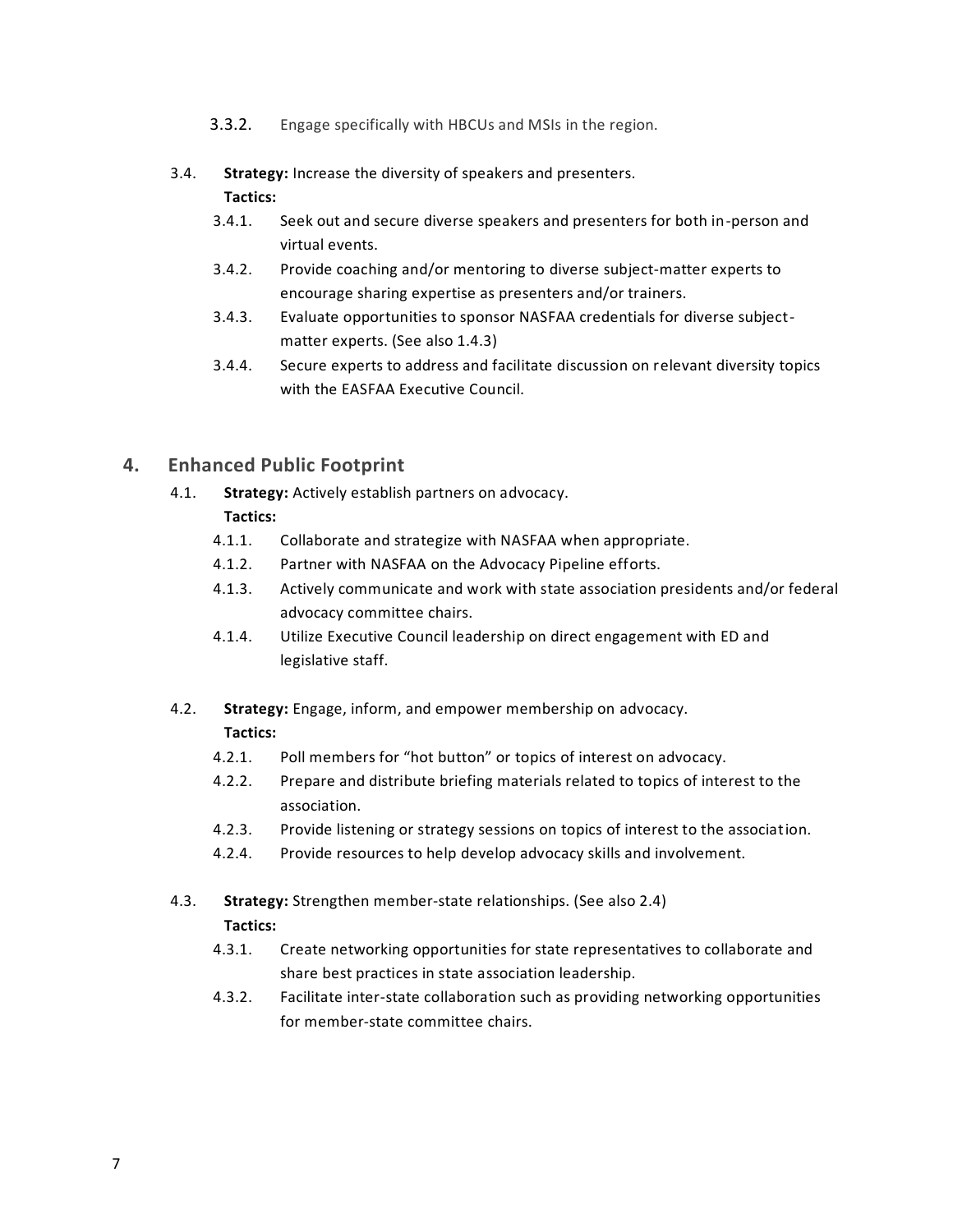3.3.2. Engage specifically with HBCUs and MSIs in the region.

3.4. **Strategy:** Increase the diversity of speakers and presenters.
**Tactics:**

- 3.4.1. Seek out and secure diverse speakers and presenters for both in-person and virtual events.
- 3.4.2. Provide coaching and/or mentoring to diverse subject-matter experts to encourage sharing expertise as presenters and/or trainers.
- 3.4.3. Evaluate opportunities to sponsor NASFAA credentials for diverse subject-matter experts. (See also 1.4.3)
- 3.4.4. Secure experts to address and facilitate discussion on relevant diversity topics with the EASFAA Executive Council.

## 4. Enhanced Public Footprint

4.1. **Strategy:** Actively establish partners on advocacy.
**Tactics:**

- 4.1.1. Collaborate and strategize with NASFAA when appropriate.
- 4.1.2. Partner with NASFAA on the Advocacy Pipeline efforts.
- 4.1.3. Actively communicate and work with state association presidents and/or federal advocacy committee chairs.
- 4.1.4. Utilize Executive Council leadership on direct engagement with ED and legislative staff.

4.2. **Strategy:** Engage, inform, and empower membership on advocacy.
**Tactics:**

- 4.2.1. Poll members for “hot button” or topics of interest on advocacy.
- 4.2.2. Prepare and distribute briefing materials related to topics of interest to the association.
- 4.2.3. Provide listening or strategy sessions on topics of interest to the association.
- 4.2.4. Provide resources to help develop advocacy skills and involvement.

4.3. **Strategy:** Strengthen member-state relationships. (See also 2.4)
**Tactics:**

- 4.3.1. Create networking opportunities for state representatives to collaborate and share best practices in state association leadership.
- 4.3.2. Facilitate inter-state collaboration such as providing networking opportunities for member-state committee chairs.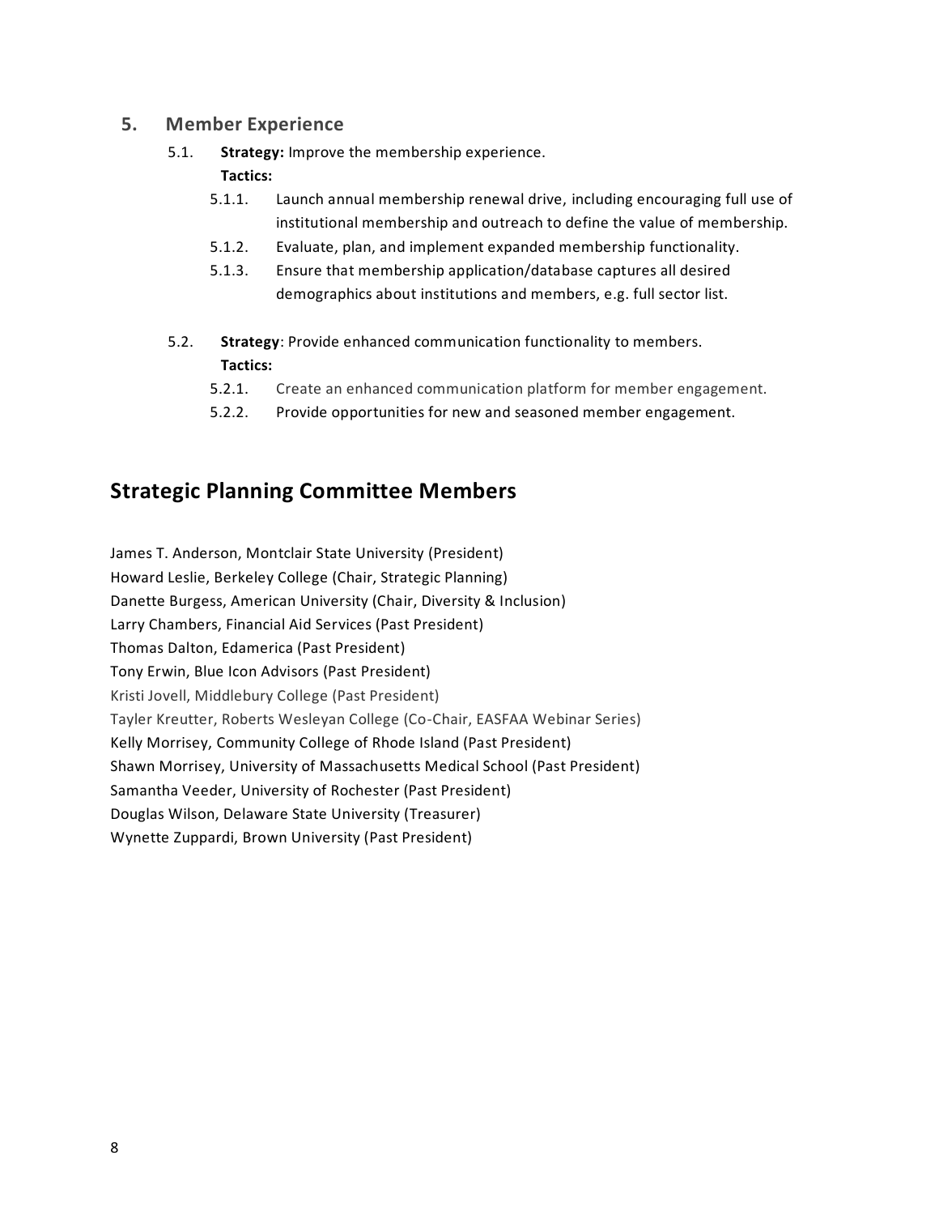## 5. Member Experience

5.1. **Strategy:** Improve the membership experience.

**Tactics:**

- 5.1.1. Launch annual membership renewal drive, including encouraging full use of institutional membership and outreach to define the value of membership.
- 5.1.2. Evaluate, plan, and implement expanded membership functionality.
- 5.1.3. Ensure that membership application/database captures all desired demographics about institutions and members, e.g. full sector list.

5.2. **Strategy**: Provide enhanced communication functionality to members.

**Tactics:**

- 5.2.1. Create an enhanced communication platform for member engagement.
- 5.2.2. Provide opportunities for new and seasoned member engagement.

# Strategic Planning Committee Members

James T. Anderson, Montclair State University (President)
Howard Leslie, Berkeley College (Chair, Strategic Planning)
Danette Burgess, American University (Chair, Diversity & Inclusion)
Larry Chambers, Financial Aid Services (Past President)
Thomas Dalton, Edamerica (Past President)
Tony Erwin, Blue Icon Advisors (Past President)
Kristi Jovell, Middlebury College (Past President)
Tayler Kreutter, Roberts Wesleyan College (Co-Chair, EASFAA Webinar Series)
Kelly Morrisey, Community College of Rhode Island (Past President)
Shawn Morrisey, University of Massachusetts Medical School (Past President)
Samantha Veeder, University of Rochester (Past President)
Douglas Wilson, Delaware State University (Treasurer)
Wynette Zuppardi, Brown University (Past President)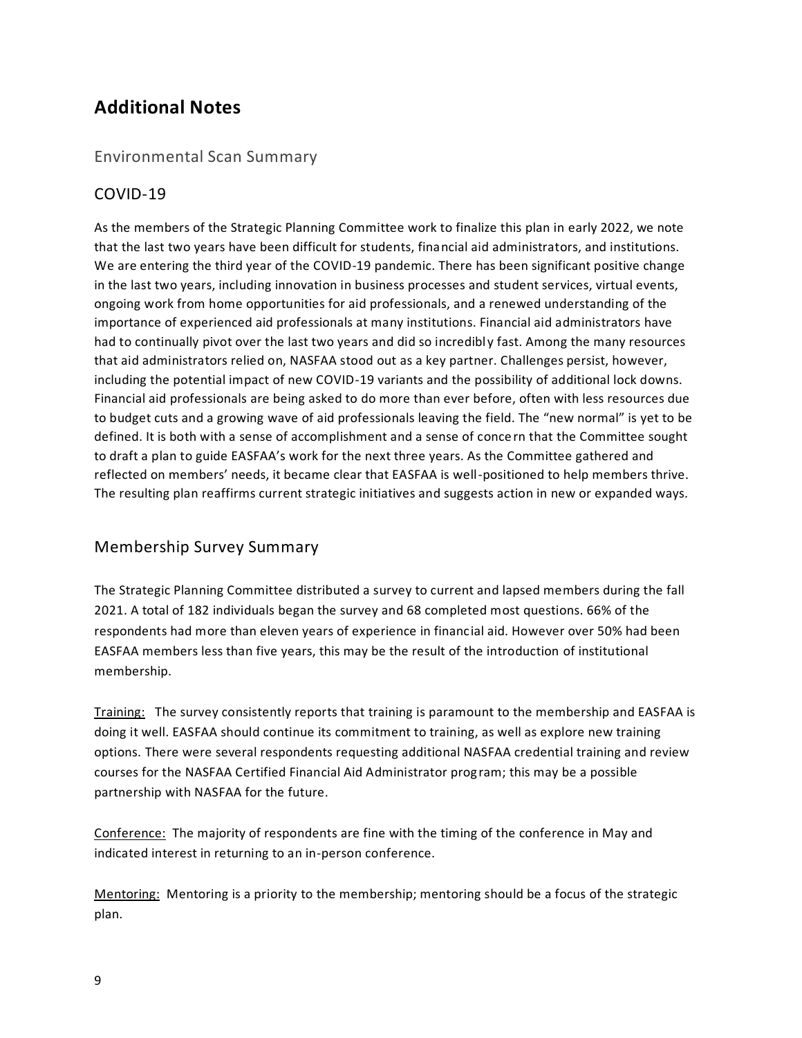## Additional Notes

### Environmental Scan Summary

### COVID-19

As the members of the Strategic Planning Committee work to finalize this plan in early 2022, we note that the last two years have been difficult for students, financial aid administrators, and institutions. We are entering the third year of the COVID-19 pandemic. There has been significant positive change in the last two years, including innovation in business processes and student services, virtual events, ongoing work from home opportunities for aid professionals, and a renewed understanding of the importance of experienced aid professionals at many institutions. Financial aid administrators have had to continually pivot over the last two years and did so incredibly fast. Among the many resources that aid administrators relied on, NASFAA stood out as a key partner. Challenges persist, however, including the potential impact of new COVID-19 variants and the possibility of additional lock downs. Financial aid professionals are being asked to do more than ever before, often with less resources due to budget cuts and a growing wave of aid professionals leaving the field. The "new normal" is yet to be defined. It is both with a sense of accomplishment and a sense of concern that the Committee sought to draft a plan to guide EASFAA's work for the next three years. As the Committee gathered and reflected on members' needs, it became clear that EASFAA is well-positioned to help members thrive. The resulting plan reaffirms current strategic initiatives and suggests action in new or expanded ways.

### Membership Survey Summary

The Strategic Planning Committee distributed a survey to current and lapsed members during the fall 2021. A total of 182 individuals began the survey and 68 completed most questions. 66% of the respondents had more than eleven years of experience in financial aid. However over 50% had been EASFAA members less than five years, this may be the result of the introduction of institutional membership.

Training: The survey consistently reports that training is paramount to the membership and EASFAA is doing it well. EASFAA should continue its commitment to training, as well as explore new training options. There were several respondents requesting additional NASFAA credential training and review courses for the NASFAA Certified Financial Aid Administrator program; this may be a possible partnership with NASFAA for the future.

Conference: The majority of respondents are fine with the timing of the conference in May and indicated interest in returning to an in-person conference.

Mentoring: Mentoring is a priority to the membership; mentoring should be a focus of the strategic plan.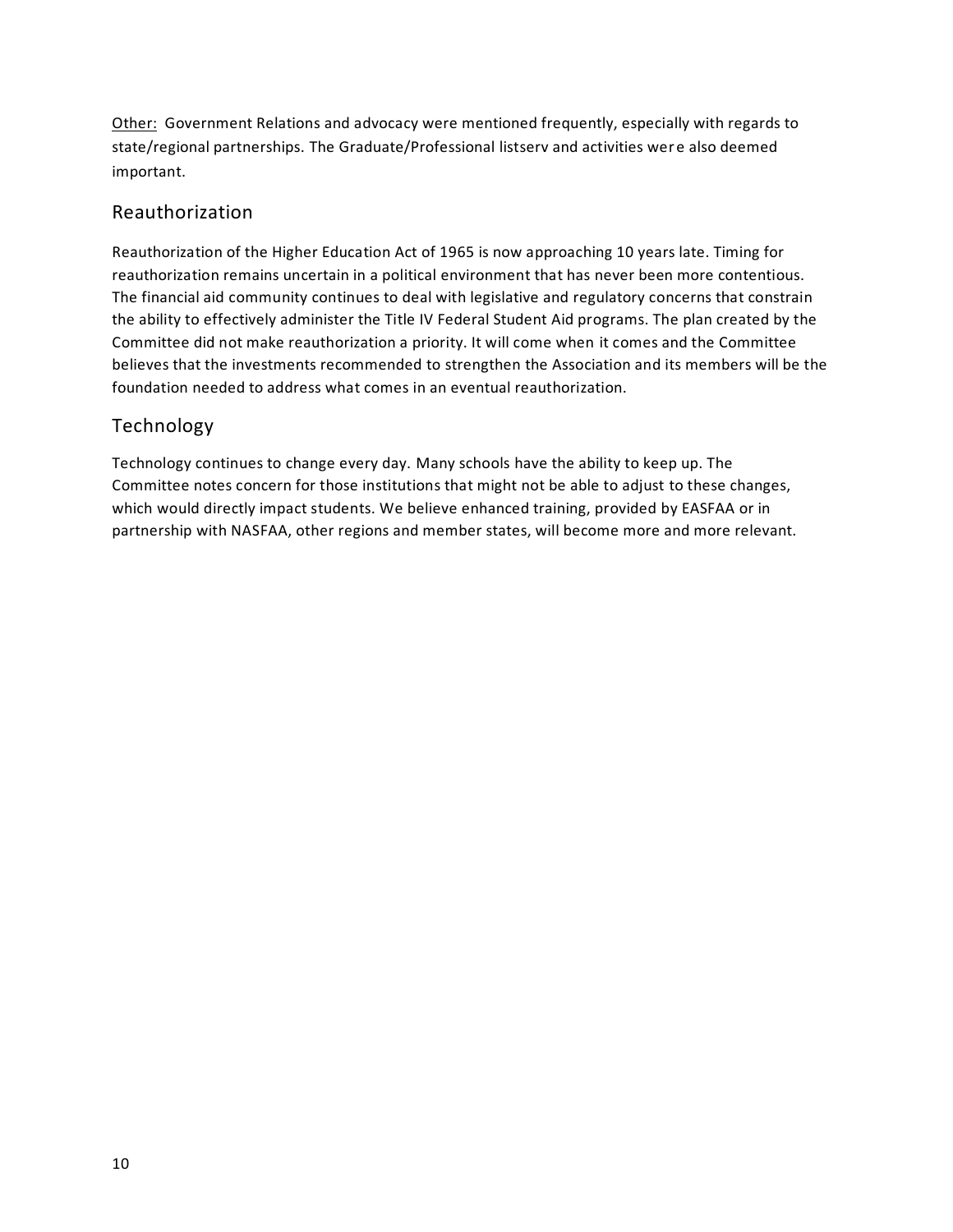Other: Government Relations and advocacy were mentioned frequently, especially with regards to state/regional partnerships. The Graduate/Professional listserv and activities were also deemed important.

## Reauthorization

Reauthorization of the Higher Education Act of 1965 is now approaching 10 years late. Timing for reauthorization remains uncertain in a political environment that has never been more contentious. The financial aid community continues to deal with legislative and regulatory concerns that constrain the ability to effectively administer the Title IV Federal Student Aid programs. The plan created by the Committee did not make reauthorization a priority. It will come when it comes and the Committee believes that the investments recommended to strengthen the Association and its members will be the foundation needed to address what comes in an eventual reauthorization.

## Technology

Technology continues to change every day. Many schools have the ability to keep up. The Committee notes concern for those institutions that might not be able to adjust to these changes, which would directly impact students. We believe enhanced training, provided by EASFAA or in partnership with NASFAA, other regions and member states, will become more and more relevant.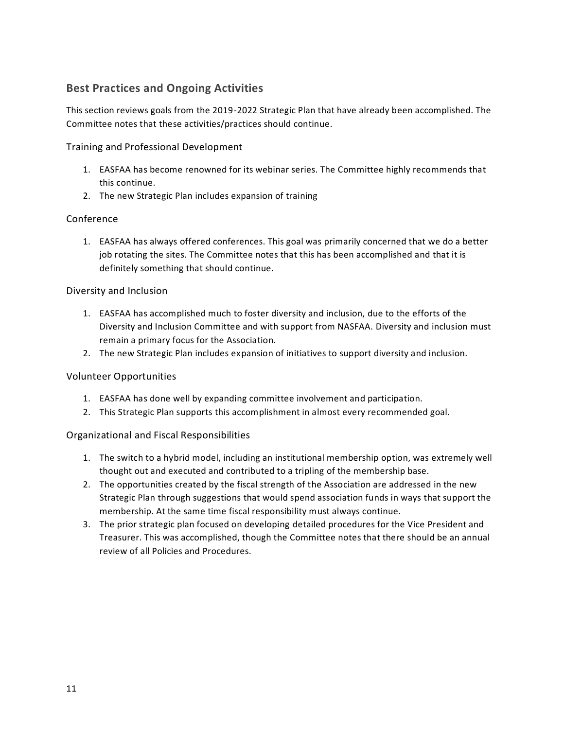## Best Practices and Ongoing Activities

This section reviews goals from the 2019-2022 Strategic Plan that have already been accomplished. The Committee notes that these activities/practices should continue.

### Training and Professional Development

1. EASFAA has become renowned for its webinar series. The Committee highly recommends that this continue.
2. The new Strategic Plan includes expansion of training

### Conference

1. EASFAA has always offered conferences. This goal was primarily concerned that we do a better job rotating the sites. The Committee notes that this has been accomplished and that it is definitely something that should continue.

### Diversity and Inclusion

1. EASFAA has accomplished much to foster diversity and inclusion, due to the efforts of the Diversity and Inclusion Committee and with support from NASFAA. Diversity and inclusion must remain a primary focus for the Association.
2. The new Strategic Plan includes expansion of initiatives to support diversity and inclusion.

### Volunteer Opportunities

1. EASFAA has done well by expanding committee involvement and participation.
2. This Strategic Plan supports this accomplishment in almost every recommended goal.

### Organizational and Fiscal Responsibilities

1. The switch to a hybrid model, including an institutional membership option, was extremely well thought out and executed and contributed to a tripling of the membership base.
2. The opportunities created by the fiscal strength of the Association are addressed in the new Strategic Plan through suggestions that would spend association funds in ways that support the membership. At the same time fiscal responsibility must always continue.
3. The prior strategic plan focused on developing detailed procedures for the Vice President and Treasurer. This was accomplished, though the Committee notes that there should be an annual review of all Policies and Procedures.